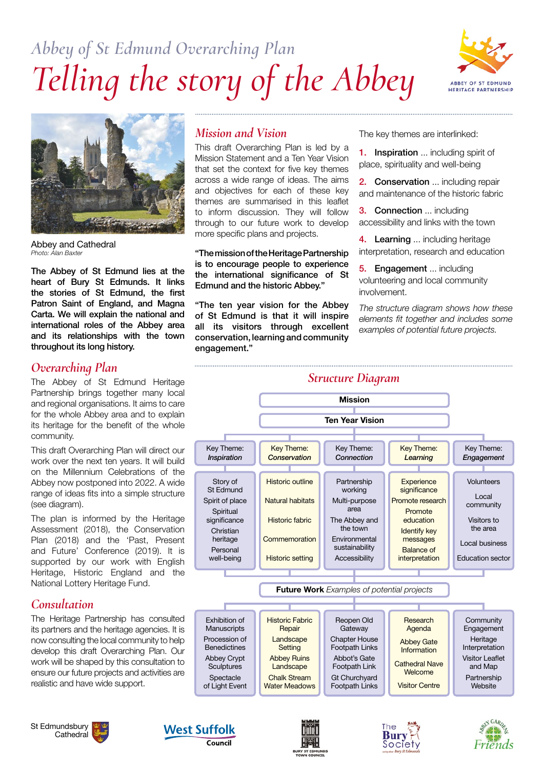# Abbey of St Edmund Overarching Plan

# Telling the story of the Abbey

ABBEY OF ST EDMUND HERITAGE PARTNERSHIP

Abbey and Cathedral
*Photo: Alan Baxter*

**The Abbey of St Edmund lies at the heart of Bury St Edmunds. It links the stories of St Edmund, the first Patron Saint of England, and Magna Carta. We will explain the national and international roles of the Abbey area and its relationships with the town throughout its long history.**

## Overarching Plan

The Abbey of St Edmund Heritage Partnership brings together many local and regional organisations. It aims to care for the whole Abbey area and to explain its heritage for the benefit of the whole community.

This draft Overarching Plan will direct our work over the next ten years. It will build on the Millennium Celebrations of the Abbey now postponed into 2022. A wide range of ideas fits into a simple structure (see diagram).

The plan is informed by the Heritage Assessment (2018), the Conservation Plan (2018) and the 'Past, Present and Future' Conference (2019). It is supported by our work with English Heritage, Historic England and the National Lottery Heritage Fund.

## Consultation

The Heritage Partnership has consulted its partners and the heritage agencies. It is now consulting the local community to help develop this draft Overarching Plan. Our work will be shaped by this consultation to ensure our future projects and activities are realistic and have wide support.

## Mission and Vision

This draft Overarching Plan is led by a Mission Statement and a Ten Year Vision that set the context for five key themes across a wide range of ideas. The aims and objectives for each of these key themes are summarised in this leaflet to inform discussion. They will follow through to our future work to develop more specific plans and projects.

**"The mission of the Heritage Partnership is to encourage people to experience the international significance of St Edmund and the historic Abbey."**

**"The ten year vision for the Abbey of St Edmund is that it will inspire all its visitors through excellent conservation, learning and community engagement."**

The key themes are interlinked:

1. **Inspiration** ... including spirit of place, spirituality and well-being
2. **Conservation** ... including repair and maintenance of the historic fabric
3. **Connection** ... including accessibility and links with the town
4. **Learning** ... including heritage interpretation, research and education
5. **Engagement** ... including volunteering and local community involvement.

*The structure diagram shows how these elements fit together and includes some examples of potential future projects.*

## Structure Diagram

**Mission**

**Ten Year Vision**

| Key Theme: *Inspiration* | Key Theme: *Conservation* | Key Theme: *Connection* | Key Theme: *Learning* | Key Theme: *Engagement* |
|---|---|---|---|---|
| Story of St Edmund | Historic outline | Partnership working | Experience significance | Volunteers |
| Spirit of place | Natural habitats | Multi-purpose area | Promote research | Local community |
| Spiritual significance | Historic fabric | The Abbey and the town | Promote education | Visitors to the area |
| Christian heritage | Commemoration | Environmental sustainability | Identify key messages | Local business |
| Personal well-being | Historic setting | Accessibility | Balance of interpretation | Education sector |

**Future Work** *Examples of potential projects*

| | | | | |
|---|---|---|---|---|
| Exhibition of Manuscripts | Historic Fabric Repair | Reopen Old Gateway | Research Agenda | Community Engagement |
| Procession of Benedictines | Landscape Setting | Chapter House Footpath Links | Abbey Gate Information | Heritage Interpretation |
| Abbey Crypt Sculptures | Abbey Ruins Landscape | Abbot's Gate Footpath Link | Cathedral Nave Welcome | Visitor Leaflet and Map |
| Spectacle of Light Event | Chalk Stream Water Meadows | Gt Churchyard Footpath Links | Visitor Centre | Partnership Website |

St Edmundsbury Cathedral · West Suffolk Council · Bury St Edmunds Town Council · The Bury Society · Abbey Gardens Friends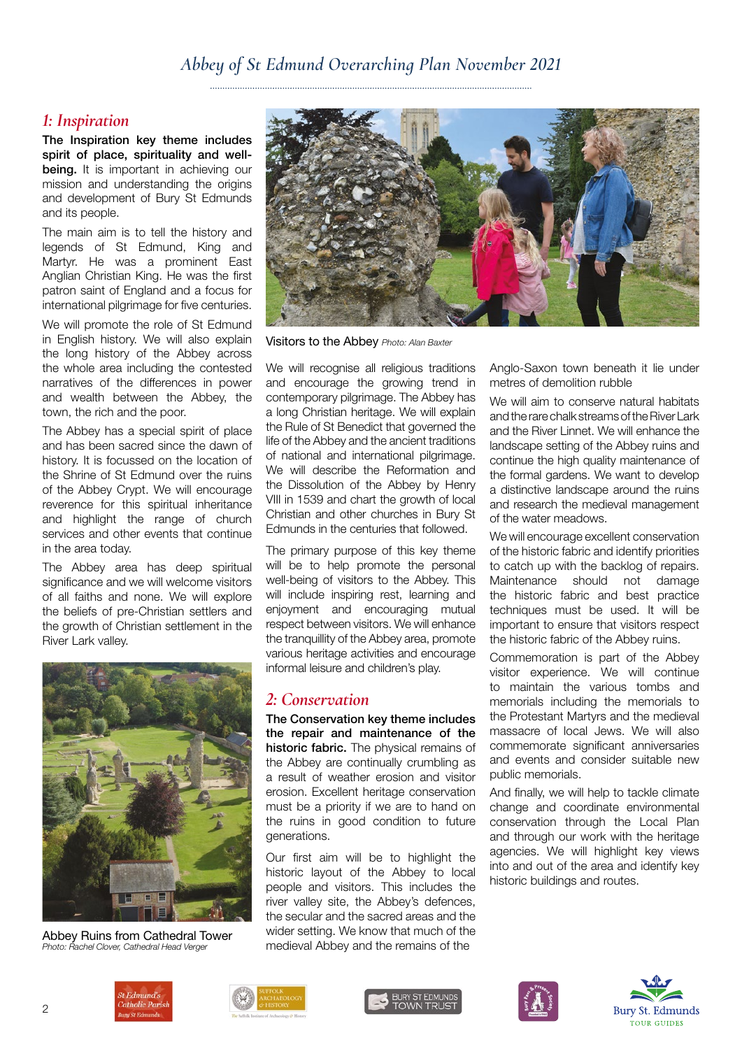## 1: Inspiration

**The Inspiration key theme includes spirit of place, spirituality and well-being.** It is important in achieving our mission and understanding the origins and development of Bury St Edmunds and its people.

The main aim is to tell the history and legends of St Edmund, King and Martyr. He was a prominent East Anglian Christian King. He was the first patron saint of England and a focus for international pilgrimage for five centuries.

We will promote the role of St Edmund in English history. We will also explain the long history of the Abbey across the whole area including the contested narratives of the differences in power and wealth between the Abbey, the town, the rich and the poor.

The Abbey has a special spirit of place and has been sacred since the dawn of history. It is focussed on the location of the Shrine of St Edmund over the ruins of the Abbey Crypt. We will encourage reverence for this spiritual inheritance and highlight the range of church services and other events that continue in the area today.

The Abbey area has deep spiritual significance and we will welcome visitors of all faiths and none. We will explore the beliefs of pre-Christian settlers and the growth of Christian settlement in the River Lark valley.

Abbey Ruins from Cathedral Tower
*Photo: Rachel Clover, Cathedral Head Verger*

Visitors to the Abbey *Photo: Alan Baxter*

We will recognise all religious traditions and encourage the growing trend in contemporary pilgrimage. The Abbey has a long Christian heritage. We will explain the Rule of St Benedict that governed the life of the Abbey and the ancient traditions of national and international pilgrimage. We will describe the Reformation and the Dissolution of the Abbey by Henry VIII in 1539 and chart the growth of local Christian and other churches in Bury St Edmunds in the centuries that followed.

The primary purpose of this key theme will be to help promote the personal well-being of visitors to the Abbey. This will include inspiring rest, learning and enjoyment and encouraging mutual respect between visitors. We will enhance the tranquillity of the Abbey area, promote various heritage activities and encourage informal leisure and children's play.

## 2: Conservation

**The Conservation key theme includes the repair and maintenance of the historic fabric.** The physical remains of the Abbey are continually crumbling as a result of weather erosion and visitor erosion. Excellent heritage conservation must be a priority if we are to hand on the ruins in good condition to future generations.

Our first aim will be to highlight the historic layout of the Abbey to local people and visitors. This includes the river valley site, the Abbey's defences, the secular and the sacred areas and the wider setting. We know that much of the medieval Abbey and the remains of the Anglo-Saxon town beneath it lie under metres of demolition rubble

We will aim to conserve natural habitats and the rare chalk streams of the River Lark and the River Linnet. We will enhance the landscape setting of the Abbey ruins and continue the high quality maintenance of the formal gardens. We want to develop a distinctive landscape around the ruins and research the medieval management of the water meadows.

We will encourage excellent conservation of the historic fabric and identify priorities to catch up with the backlog of repairs. Maintenance should not damage the historic fabric and best practice techniques must be used. It will be important to ensure that visitors respect the historic fabric of the Abbey ruins.

Commemoration is part of the Abbey visitor experience. We will continue to maintain the various tombs and memorials including the memorials to the Protestant Martyrs and the medieval massacre of local Jews. We will also commemorate significant anniversaries and events and consider suitable new public memorials.

And finally, we will help to tackle climate change and coordinate environmental conservation through the Local Plan and through our work with the heritage agencies. We will highlight key views into and out of the area and identify key historic buildings and routes.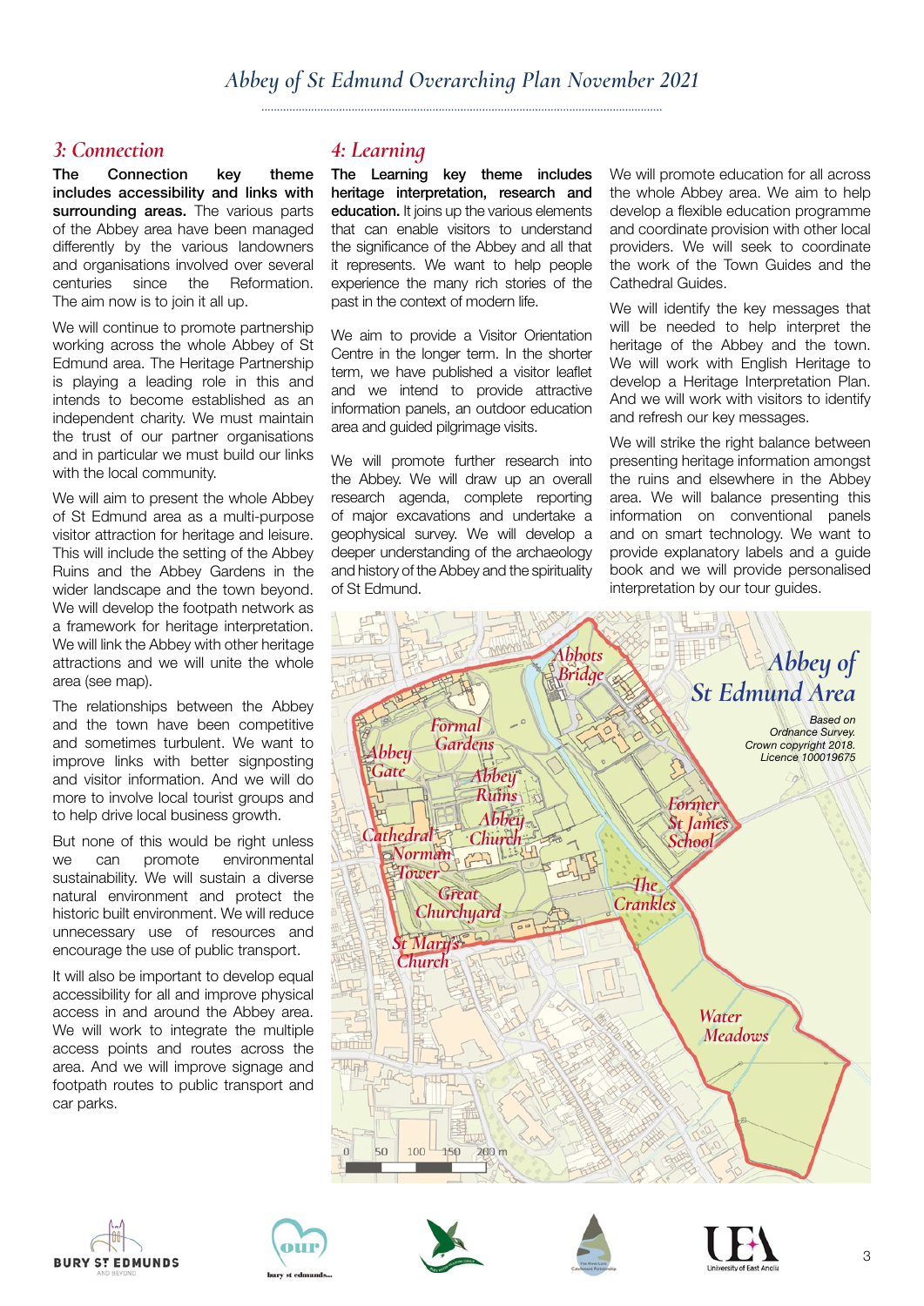## 3: Connection

**The Connection key theme includes accessibility and links with surrounding areas.** The various parts of the Abbey area have been managed differently by the various landowners and organisations involved over several centuries since the Reformation. The aim now is to join it all up.

We will continue to promote partnership working across the whole Abbey of St Edmund area. The Heritage Partnership is playing a leading role in this and intends to become established as an independent charity. We must maintain the trust of our partner organisations and in particular we must build our links with the local community.

We will aim to present the whole Abbey of St Edmund area as a multi-purpose visitor attraction for heritage and leisure. This will include the setting of the Abbey Ruins and the Abbey Gardens in the wider landscape and the town beyond. We will develop the footpath network as a framework for heritage interpretation. We will link the Abbey with other heritage attractions and we will unite the whole area (see map).

The relationships between the Abbey and the town have been competitive and sometimes turbulent. We want to improve links with better signposting and visitor information. And we will do more to involve local tourist groups and to help drive local business growth.

But none of this would be right unless we can promote environmental sustainability. We will sustain a diverse natural environment and protect the historic built environment. We will reduce unnecessary use of resources and encourage the use of public transport.

It will also be important to develop equal accessibility for all and improve physical access in and around the Abbey area. We will work to integrate the multiple access points and routes across the area. And we will improve signage and footpath routes to public transport and car parks.

## 4: Learning

**The Learning key theme includes heritage interpretation, research and education.** It joins up the various elements that can enable visitors to understand the significance of the Abbey and all that it represents. We want to help people experience the many rich stories of the past in the context of modern life.

We aim to provide a Visitor Orientation Centre in the longer term. In the shorter term, we have published a visitor leaflet and we intend to provide attractive information panels, an outdoor education area and guided pilgrimage visits.

We will promote further research into the Abbey. We will draw up an overall research agenda, complete reporting of major excavations and undertake a geophysical survey. We will develop a deeper understanding of the archaeology and history of the Abbey and the spirituality of St Edmund.

We will promote education for all across the whole Abbey area. We aim to help develop a flexible education programme and coordinate provision with other local providers. We will seek to coordinate the work of the Town Guides and the Cathedral Guides.

We will identify the key messages that will be needed to help interpret the heritage of the Abbey and the town. We will work with English Heritage to develop a Heritage Interpretation Plan. And we will work with visitors to identify and refresh our key messages.

We will strike the right balance between presenting heritage information amongst the ruins and elsewhere in the Abbey area. We will balance presenting this information on conventional panels and on smart technology. We want to provide explanatory labels and a guide book and we will provide personalised interpretation by our tour guides.

**Abbey of St Edmund Area**

Based on Ordnance Survey. Crown copyright 2018. Licence 100019675

Abbots Bridge · Formal Gardens · Abbey Gate · Abbey Ruins · Abbey Church · Cathedral · Norman Tower · Great Churchyard · St Mary's Church · Former St James School · The Crankles · Water Meadows

0 50 100 150 200 m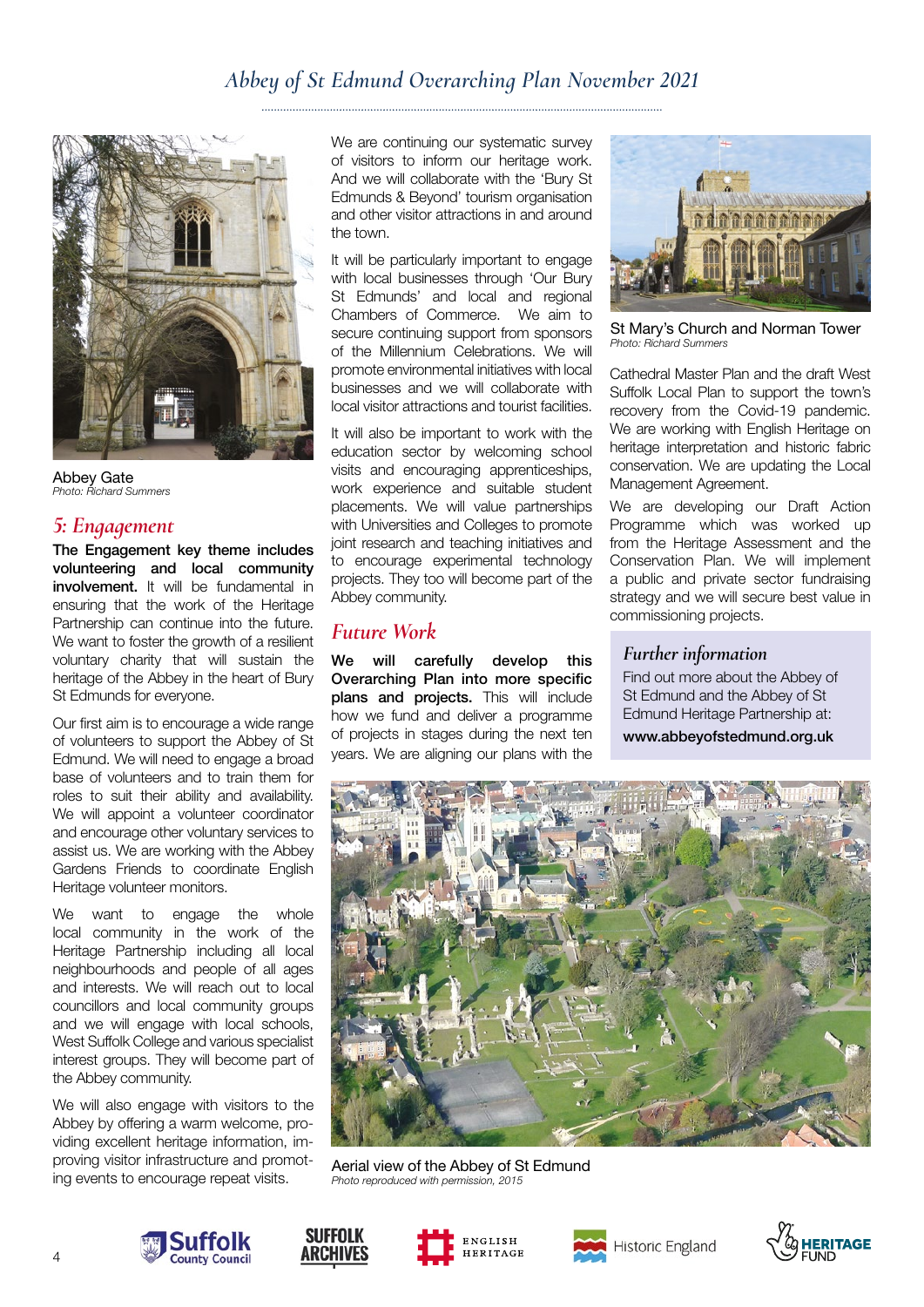Abbey Gate
*Photo: Richard Summers*

## 5: Engagement

**The Engagement key theme includes volunteering and local community involvement.** It will be fundamental in ensuring that the work of the Heritage Partnership can continue into the future. We want to foster the growth of a resilient voluntary charity that will sustain the heritage of the Abbey in the heart of Bury St Edmunds for everyone.

Our first aim is to encourage a wide range of volunteers to support the Abbey of St Edmund. We will need to engage a broad base of volunteers and to train them for roles to suit their ability and availability. We will appoint a volunteer coordinator and encourage other voluntary services to assist us. We are working with the Abbey Gardens Friends to coordinate English Heritage volunteer monitors.

We want to engage the whole local community in the work of the Heritage Partnership including all local neighbourhoods and people of all ages and interests. We will reach out to local councillors and local community groups and we will engage with local schools, West Suffolk College and various specialist interest groups. They will become part of the Abbey community.

We will also engage with visitors to the Abbey by offering a warm welcome, providing excellent heritage information, improving visitor infrastructure and promoting events to encourage repeat visits.

We are continuing our systematic survey of visitors to inform our heritage work. And we will collaborate with the 'Bury St Edmunds & Beyond' tourism organisation and other visitor attractions in and around the town.

It will be particularly important to engage with local businesses through 'Our Bury St Edmunds' and local and regional Chambers of Commerce. We aim to secure continuing support from sponsors of the Millennium Celebrations. We will promote environmental initiatives with local businesses and we will collaborate with local visitor attractions and tourist facilities.

It will also be important to work with the education sector by welcoming school visits and encouraging apprenticeships, work experience and suitable student placements. We will value partnerships with Universities and Colleges to promote joint research and teaching initiatives and to encourage experimental technology projects. They too will become part of the Abbey community.

## Future Work

**We will carefully develop this Overarching Plan into more specific plans and projects.** This will include how we fund and deliver a programme of projects in stages during the next ten years. We are aligning our plans with the Cathedral Master Plan and the draft West Suffolk Local Plan to support the town's recovery from the Covid-19 pandemic. We are working with English Heritage on heritage interpretation and historic fabric conservation. We are updating the Local Management Agreement.

We are developing our Draft Action Programme which was worked up from the Heritage Assessment and the Conservation Plan. We will implement a public and private sector fundraising strategy and we will secure best value in commissioning projects.

St Mary's Church and Norman Tower
*Photo: Richard Summers*

### Further information

Find out more about the Abbey of St Edmund and the Abbey of St Edmund Heritage Partnership at:

**www.abbeyofstedmund.org.uk**

Aerial view of the Abbey of St Edmund
*Photo reproduced with permission, 2015*

Suffolk County Council | Suffolk Archives | English Heritage | Historic England | Heritage Fund